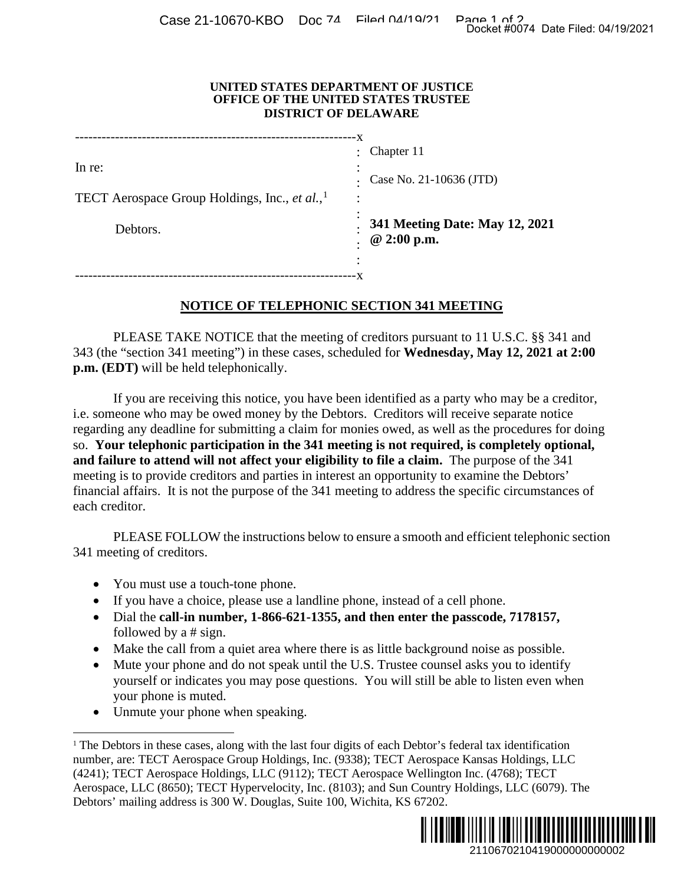**UNITED STATES DEPARTMENT OF JUSTICE**
**OFFICE OF THE UNITED STATES TRUSTEE**
**DISTRICT OF DELAWARE**

| | |
|---|---|
| In re: | Chapter 11 |
| TECT Aerospace Group Holdings, Inc., *et al.*,[1] | Case No. 21-10636 (JTD) |
| Debtors. | **341 Meeting Date: May 12, 2021 @ 2:00 p.m.** |

## NOTICE OF TELEPHONIC SECTION 341 MEETING

PLEASE TAKE NOTICE that the meeting of creditors pursuant to 11 U.S.C. §§ 341 and 343 (the "section 341 meeting") in these cases, scheduled for **Wednesday, May 12, 2021 at 2:00 p.m. (EDT)** will be held telephonically.

If you are receiving this notice, you have been identified as a party who may be a creditor, i.e. someone who may be owed money by the Debtors. Creditors will receive separate notice regarding any deadline for submitting a claim for monies owed, as well as the procedures for doing so. **Your telephonic participation in the 341 meeting is not required, is completely optional, and failure to attend will not affect your eligibility to file a claim.** The purpose of the 341 meeting is to provide creditors and parties in interest an opportunity to examine the Debtors' financial affairs. It is not the purpose of the 341 meeting to address the specific circumstances of each creditor.

PLEASE FOLLOW the instructions below to ensure a smooth and efficient telephonic section 341 meeting of creditors.

- You must use a touch-tone phone.
- If you have a choice, please use a landline phone, instead of a cell phone.
- Dial the **call-in number, 1-866-621-1355, and then enter the passcode, 7178157,** followed by a # sign.
- Make the call from a quiet area where there is as little background noise as possible.
- Mute your phone and do not speak until the U.S. Trustee counsel asks you to identify yourself or indicates you may pose questions. You will still be able to listen even when your phone is muted.
- Unmute your phone when speaking.

---

[1] The Debtors in these cases, along with the last four digits of each Debtor's federal tax identification number, are: TECT Aerospace Group Holdings, Inc. (9338); TECT Aerospace Kansas Holdings, LLC (4241); TECT Aerospace Holdings, LLC (9112); TECT Aerospace Wellington Inc. (4768); TECT Aerospace, LLC (8650); TECT Hypervelocity, Inc. (8103); and Sun Country Holdings, LLC (6079). The Debtors' mailing address is 300 W. Douglas, Suite 100, Wichita, KS 67202.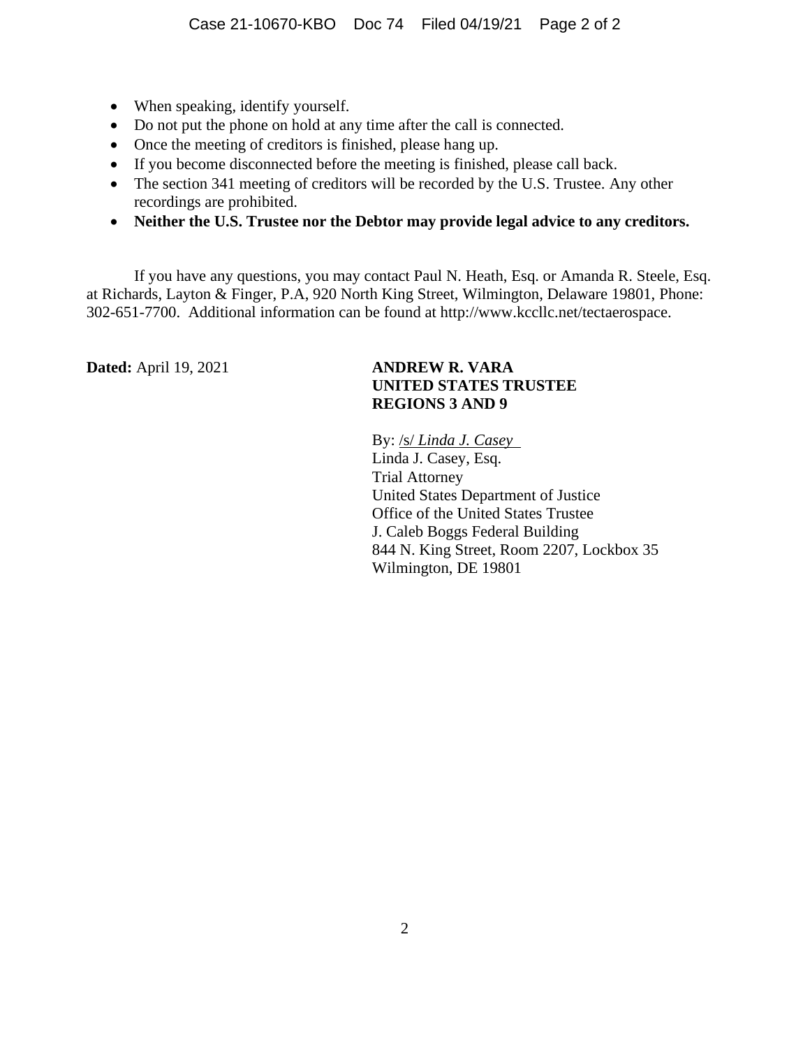- When speaking, identify yourself.
- Do not put the phone on hold at any time after the call is connected.
- Once the meeting of creditors is finished, please hang up.
- If you become disconnected before the meeting is finished, please call back.
- The section 341 meeting of creditors will be recorded by the U.S. Trustee. Any other recordings are prohibited.
- **Neither the U.S. Trustee nor the Debtor may provide legal advice to any creditors.**

If you have any questions, you may contact Paul N. Heath, Esq. or Amanda R. Steele, Esq. at Richards, Layton & Finger, P.A, 920 North King Street, Wilmington, Delaware 19801, Phone: 302-651-7700. Additional information can be found at http://www.kccllc.net/tectaerospace.

**Dated:** April 19, 2021

**ANDREW R. VARA**
**UNITED STATES TRUSTEE**
**REGIONS 3 AND 9**

By: /s/ *Linda J. Casey*
Linda J. Casey, Esq.
Trial Attorney
United States Department of Justice
Office of the United States Trustee
J. Caleb Boggs Federal Building
844 N. King Street, Room 2207, Lockbox 35
Wilmington, DE 19801